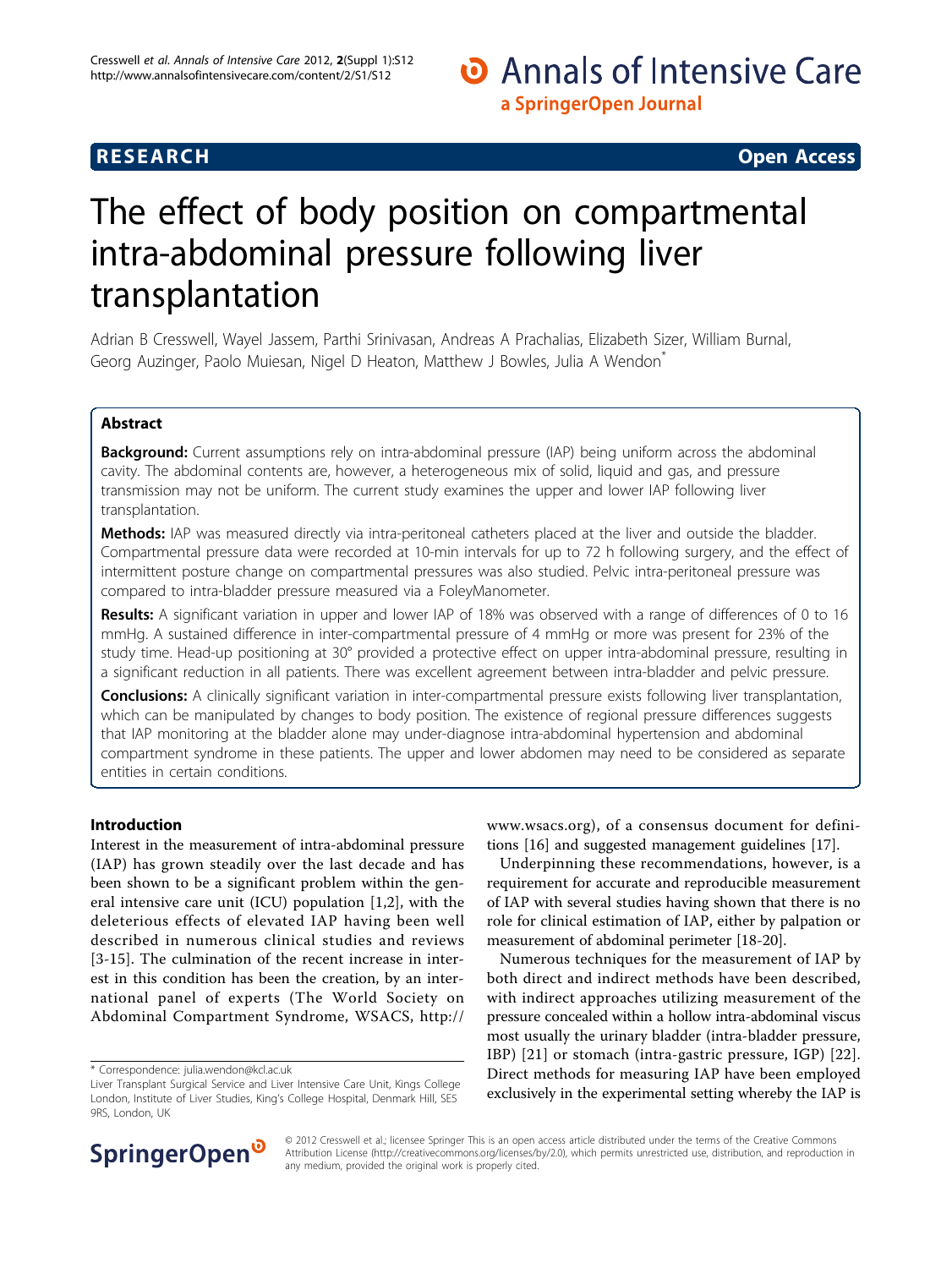**RESEARCH** **Open Access**

# The effect of body position on compartmental intra-abdominal pressure following liver transplantation

Adrian B Cresswell, Wayel Jassem, Parthi Srinivasan, Andreas A Prachalias, Elizabeth Sizer, William Burnal, Georg Auzinger, Paolo Muiesan, Nigel D Heaton, Matthew J Bowles, Julia A Wendon*

## Abstract

**Background:** Current assumptions rely on intra-abdominal pressure (IAP) being uniform across the abdominal cavity. The abdominal contents are, however, a heterogeneous mix of solid, liquid and gas, and pressure transmission may not be uniform. The current study examines the upper and lower IAP following liver transplantation.

**Methods:** IAP was measured directly via intra-peritoneal catheters placed at the liver and outside the bladder. Compartmental pressure data were recorded at 10-min intervals for up to 72 h following surgery, and the effect of intermittent posture change on compartmental pressures was also studied. Pelvic intra-peritoneal pressure was compared to intra-bladder pressure measured via a FoleyManometer.

**Results:** A significant variation in upper and lower IAP of 18% was observed with a range of differences of 0 to 16 mmHg. A sustained difference in inter-compartmental pressure of 4 mmHg or more was present for 23% of the study time. Head-up positioning at 30° provided a protective effect on upper intra-abdominal pressure, resulting in a significant reduction in all patients. There was excellent agreement between intra-bladder and pelvic pressure.

**Conclusions:** A clinically significant variation in inter-compartmental pressure exists following liver transplantation, which can be manipulated by changes to body position. The existence of regional pressure differences suggests that IAP monitoring at the bladder alone may under-diagnose intra-abdominal hypertension and abdominal compartment syndrome in these patients. The upper and lower abdomen may need to be considered as separate entities in certain conditions.

## Introduction

Interest in the measurement of intra-abdominal pressure (IAP) has grown steadily over the last decade and has been shown to be a significant problem within the general intensive care unit (ICU) population [1,2], with the deleterious effects of elevated IAP having been well described in numerous clinical studies and reviews [3-15]. The culmination of the recent increase in interest in this condition has been the creation, by an international panel of experts (The World Society on Abdominal Compartment Syndrome, WSACS, http://www.wsacs.org), of a consensus document for definitions [16] and suggested management guidelines [17].

Underpinning these recommendations, however, is a requirement for accurate and reproducible measurement of IAP with several studies having shown that there is no role for clinical estimation of IAP, either by palpation or measurement of abdominal perimeter [18-20].

Numerous techniques for the measurement of IAP by both direct and indirect methods have been described, with indirect approaches utilizing measurement of the pressure concealed within a hollow intra-abdominal viscus most usually the urinary bladder (intra-bladder pressure, IBP) [21] or stomach (intra-gastric pressure, IGP) [22]. Direct methods for measuring IAP have been employed exclusively in the experimental setting whereby the IAP is

* Correspondence: julia.wendon@kcl.ac.uk
Liver Transplant Surgical Service and Liver Intensive Care Unit, Kings College London, Institute of Liver Studies, King's College Hospital, Denmark Hill, SE5 9RS, London, UK

© 2012 Cresswell et al.; licensee Springer This is an open access article distributed under the terms of the Creative Commons Attribution License (http://creativecommons.org/licenses/by/2.0), which permits unrestricted use, distribution, and reproduction in any medium, provided the original work is properly cited.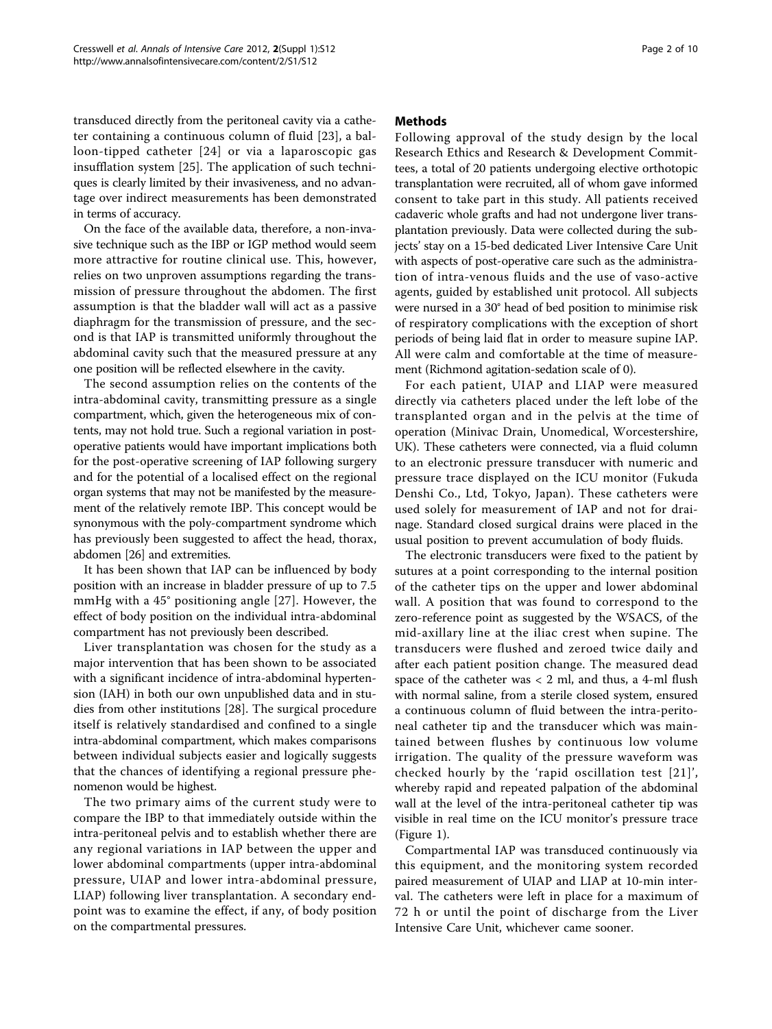transduced directly from the peritoneal cavity via a catheter containing a continuous column of fluid [23], a balloon-tipped catheter [24] or via a laparoscopic gas insufflation system [25]. The application of such techniques is clearly limited by their invasiveness, and no advantage over indirect measurements has been demonstrated in terms of accuracy.

On the face of the available data, therefore, a non-invasive technique such as the IBP or IGP method would seem more attractive for routine clinical use. This, however, relies on two unproven assumptions regarding the transmission of pressure throughout the abdomen. The first assumption is that the bladder wall will act as a passive diaphragm for the transmission of pressure, and the second is that IAP is transmitted uniformly throughout the abdominal cavity such that the measured pressure at any one position will be reflected elsewhere in the cavity.

The second assumption relies on the contents of the intra-abdominal cavity, transmitting pressure as a single compartment, which, given the heterogeneous mix of contents, may not hold true. Such a regional variation in post-operative patients would have important implications both for the post-operative screening of IAP following surgery and for the potential of a localised effect on the regional organ systems that may not be manifested by the measurement of the relatively remote IBP. This concept would be synonymous with the poly-compartment syndrome which has previously been suggested to affect the head, thorax, abdomen [26] and extremities.

It has been shown that IAP can be influenced by body position with an increase in bladder pressure of up to 7.5 mmHg with a 45° positioning angle [27]. However, the effect of body position on the individual intra-abdominal compartment has not previously been described.

Liver transplantation was chosen for the study as a major intervention that has been shown to be associated with a significant incidence of intra-abdominal hypertension (IAH) in both our own unpublished data and in studies from other institutions [28]. The surgical procedure itself is relatively standardised and confined to a single intra-abdominal compartment, which makes comparisons between individual subjects easier and logically suggests that the chances of identifying a regional pressure phenomenon would be highest.

The two primary aims of the current study were to compare the IBP to that immediately outside within the intra-peritoneal pelvis and to establish whether there are any regional variations in IAP between the upper and lower abdominal compartments (upper intra-abdominal pressure, UIAP and lower intra-abdominal pressure, LIAP) following liver transplantation. A secondary endpoint was to examine the effect, if any, of body position on the compartmental pressures.

## Methods

Following approval of the study design by the local Research Ethics and Research & Development Committees, a total of 20 patients undergoing elective orthotopic transplantation were recruited, all of whom gave informed consent to take part in this study. All patients received cadaveric whole grafts and had not undergone liver transplantation previously. Data were collected during the subjects' stay on a 15-bed dedicated Liver Intensive Care Unit with aspects of post-operative care such as the administration of intra-venous fluids and the use of vaso-active agents, guided by established unit protocol. All subjects were nursed in a 30° head of bed position to minimise risk of respiratory complications with the exception of short periods of being laid flat in order to measure supine IAP. All were calm and comfortable at the time of measurement (Richmond agitation-sedation scale of 0).

For each patient, UIAP and LIAP were measured directly via catheters placed under the left lobe of the transplanted organ and in the pelvis at the time of operation (Minivac Drain, Unomedical, Worcestershire, UK). These catheters were connected, via a fluid column to an electronic pressure transducer with numeric and pressure trace displayed on the ICU monitor (Fukuda Denshi Co., Ltd, Tokyo, Japan). These catheters were used solely for measurement of IAP and not for drainage. Standard closed surgical drains were placed in the usual position to prevent accumulation of body fluids.

The electronic transducers were fixed to the patient by sutures at a point corresponding to the internal position of the catheter tips on the upper and lower abdominal wall. A position that was found to correspond to the zero-reference point as suggested by the WSACS, of the mid-axillary line at the iliac crest when supine. The transducers were flushed and zeroed twice daily and after each patient position change. The measured dead space of the catheter was < 2 ml, and thus, a 4-ml flush with normal saline, from a sterile closed system, ensured a continuous column of fluid between the intra-peritoneal catheter tip and the transducer which was maintained between flushes by continuous low volume irrigation. The quality of the pressure waveform was checked hourly by the 'rapid oscillation test [21]', whereby rapid and repeated palpation of the abdominal wall at the level of the intra-peritoneal catheter tip was visible in real time on the ICU monitor's pressure trace (Figure 1).

Compartmental IAP was transduced continuously via this equipment, and the monitoring system recorded paired measurement of UIAP and LIAP at 10-min interval. The catheters were left in place for a maximum of 72 h or until the point of discharge from the Liver Intensive Care Unit, whichever came sooner.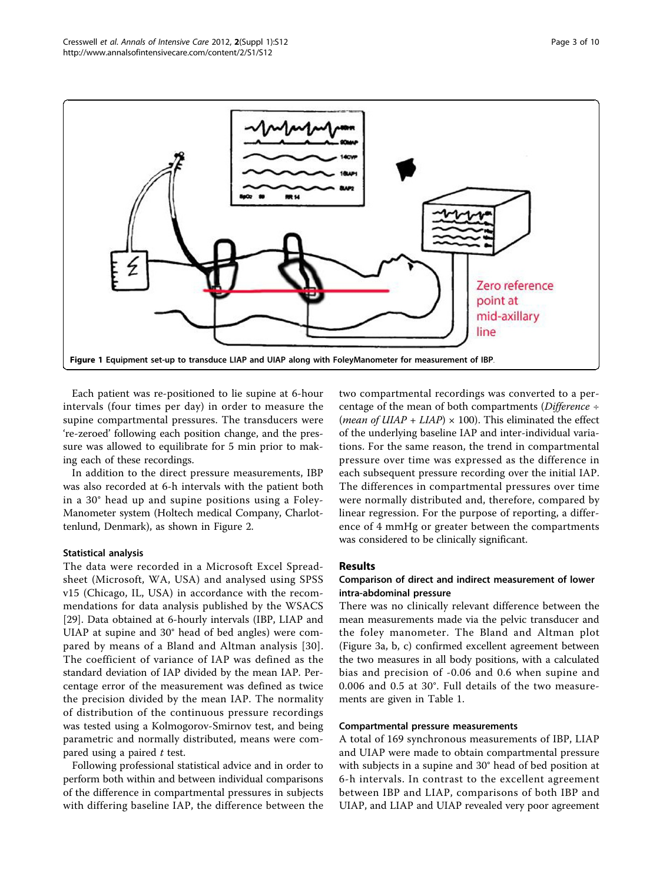Figure 1 Equipment set-up to transduce LIAP and UIAP along with FoleyManometer for measurement of IBP.

Each patient was re-positioned to lie supine at 6-hour intervals (four times per day) in order to measure the supine compartmental pressures. The transducers were 're-zeroed' following each position change, and the pressure was allowed to equilibrate for 5 min prior to making each of these recordings.

In addition to the direct pressure measurements, IBP was also recorded at 6-h intervals with the patient both in a 30° head up and supine positions using a FoleyManometer system (Holtech medical Company, Charlottenlund, Denmark), as shown in Figure 2.

#### Statistical analysis

The data were recorded in a Microsoft Excel Spreadsheet (Microsoft, WA, USA) and analysed using SPSS v15 (Chicago, IL, USA) in accordance with the recommendations for data analysis published by the WSACS [29]. Data obtained at 6-hourly intervals (IBP, LIAP and UIAP at supine and 30° head of bed angles) were compared by means of a Bland and Altman analysis [30]. The coefficient of variance of IAP was defined as the standard deviation of IAP divided by the mean IAP. Percentage error of the measurement was defined as twice the precision divided by the mean IAP. The normality of distribution of the continuous pressure recordings was tested using a Kolmogorov-Smirnov test, and being parametric and normally distributed, means were compared using a paired *t* test.

Following professional statistical advice and in order to perform both within and between individual comparisons of the difference in compartmental pressures in subjects with differing baseline IAP, the difference between the two compartmental recordings was converted to a percentage of the mean of both compartments (*Difference* ÷ (*mean of UIAP* + *LIAP*) × 100). This eliminated the effect of the underlying baseline IAP and inter-individual variations. For the same reason, the trend in compartmental pressure over time was expressed as the difference in each subsequent pressure recording over the initial IAP. The differences in compartmental pressures over time were normally distributed and, therefore, compared by linear regression. For the purpose of reporting, a difference of 4 mmHg or greater between the compartments was considered to be clinically significant.

## Results

### Comparison of direct and indirect measurement of lower intra-abdominal pressure

There was no clinically relevant difference between the mean measurements made via the pelvic transducer and the foley manometer. The Bland and Altman plot (Figure 3a, b, c) confirmed excellent agreement between the two measures in all body positions, with a calculated bias and precision of -0.06 and 0.6 when supine and 0.006 and 0.5 at 30°. Full details of the two measurements are given in Table 1.

#### Compartmental pressure measurements

A total of 169 synchronous measurements of IBP, LIAP and UIAP were made to obtain compartmental pressure with subjects in a supine and 30° head of bed position at 6-h intervals. In contrast to the excellent agreement between IBP and LIAP, comparisons of both IBP and UIAP, and LIAP and UIAP revealed very poor agreement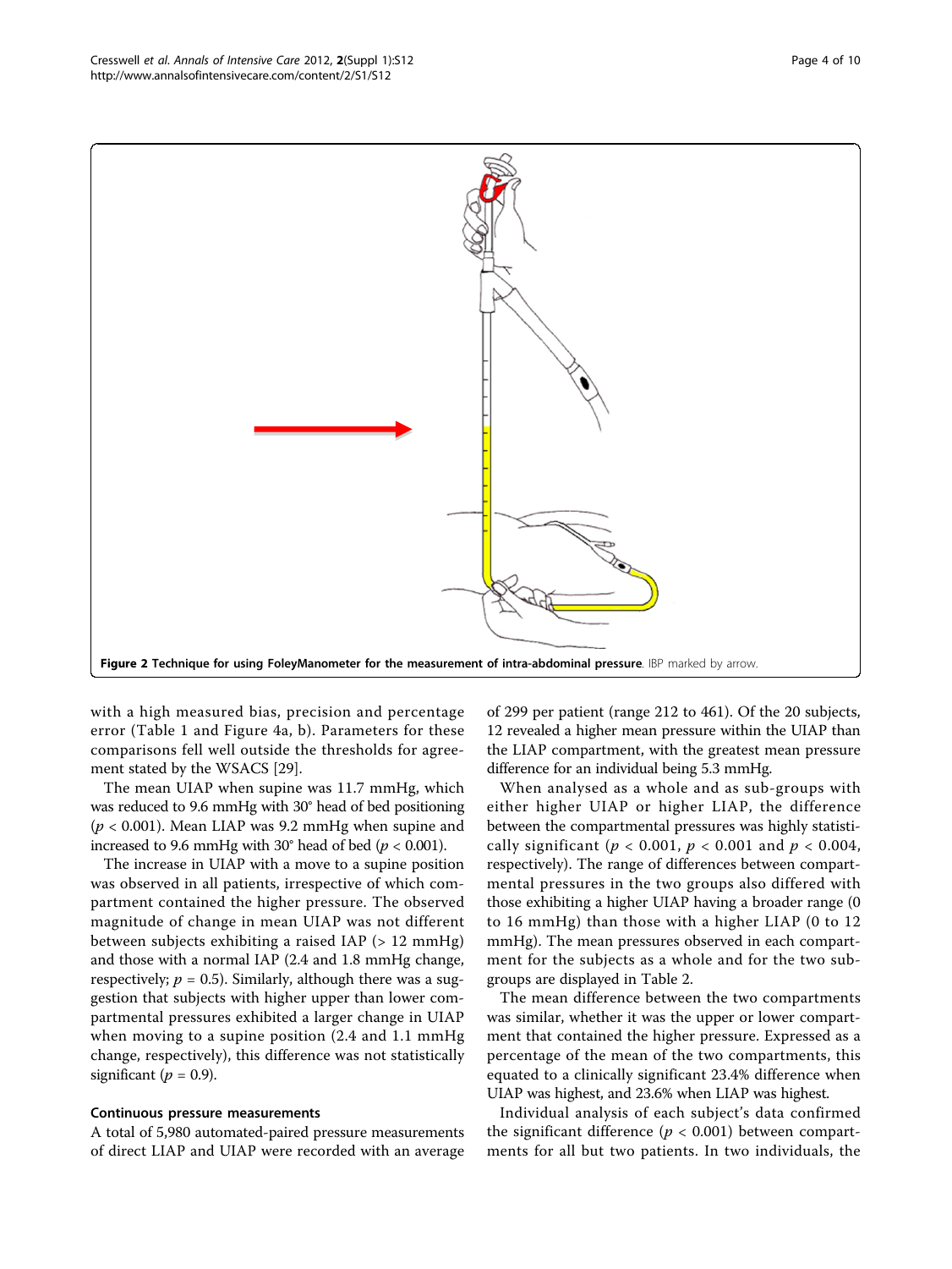**Figure 2 Technique for using FoleyManometer for the measurement of intra-abdominal pressure**. IBP marked by arrow.

with a high measured bias, precision and percentage error (Table 1 and Figure 4a, b). Parameters for these comparisons fell well outside the thresholds for agreement stated by the WSACS [29].

The mean UIAP when supine was 11.7 mmHg, which was reduced to 9.6 mmHg with 30° head of bed positioning ($p < 0.001$). Mean LIAP was 9.2 mmHg when supine and increased to 9.6 mmHg with 30° head of bed ($p < 0.001$).

The increase in UIAP with a move to a supine position was observed in all patients, irrespective of which compartment contained the higher pressure. The observed magnitude of change in mean UIAP was not different between subjects exhibiting a raised IAP (> 12 mmHg) and those with a normal IAP (2.4 and 1.8 mmHg change, respectively; $p = 0.5$). Similarly, although there was a suggestion that subjects with higher upper than lower compartmental pressures exhibited a larger change in UIAP when moving to a supine position (2.4 and 1.1 mmHg change, respectively), this difference was not statistically significant ($p = 0.9$).

### Continuous pressure measurements

A total of 5,980 automated-paired pressure measurements of direct LIAP and UIAP were recorded with an average of 299 per patient (range 212 to 461). Of the 20 subjects, 12 revealed a higher mean pressure within the UIAP than the LIAP compartment, with the greatest mean pressure difference for an individual being 5.3 mmHg.

When analysed as a whole and as sub-groups with either higher UIAP or higher LIAP, the difference between the compartmental pressures was highly statistically significant ($p < 0.001$, $p < 0.001$ and $p < 0.004$, respectively). The range of differences between compartmental pressures in the two groups also differed with those exhibiting a higher UIAP having a broader range (0 to 16 mmHg) than those with a higher LIAP (0 to 12 mmHg). The mean pressures observed in each compartment for the subjects as a whole and for the two subgroups are displayed in Table 2.

The mean difference between the two compartments was similar, whether it was the upper or lower compartment that contained the higher pressure. Expressed as a percentage of the mean of the two compartments, this equated to a clinically significant 23.4% difference when UIAP was highest, and 23.6% when LIAP was highest.

Individual analysis of each subject's data confirmed the significant difference ($p < 0.001$) between compartments for all but two patients. In two individuals, the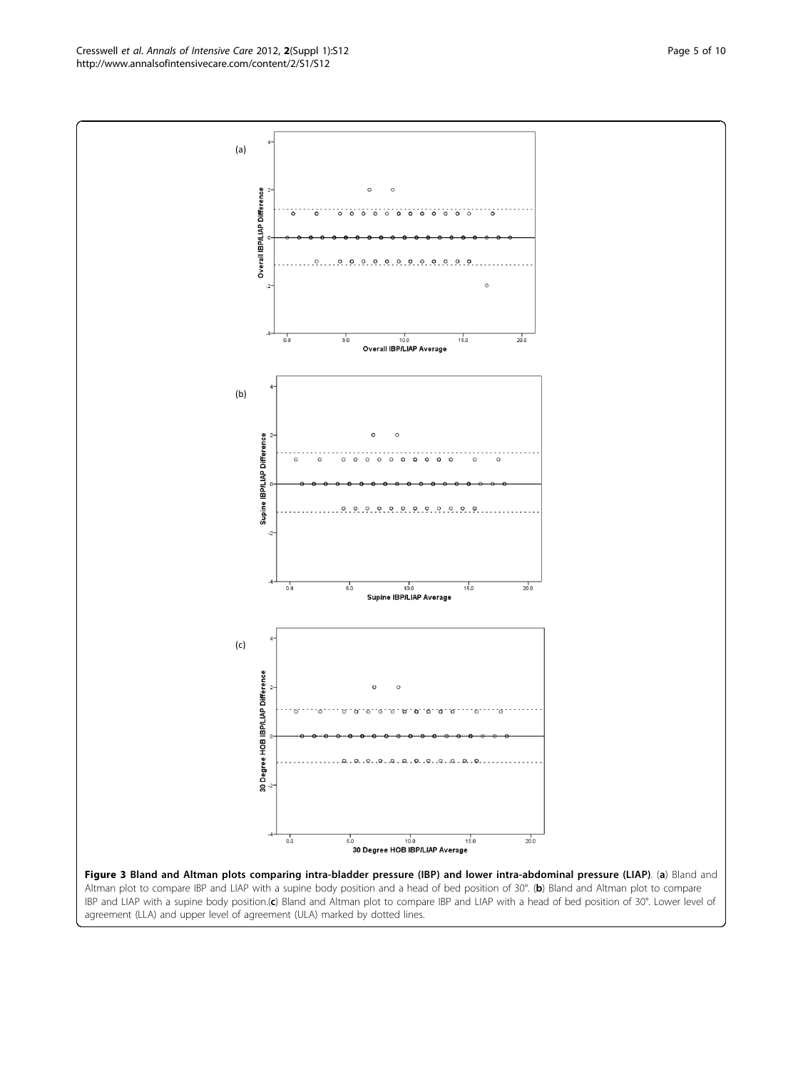**Figure 3 Bland and Altman plots comparing intra-bladder pressure (IBP) and lower intra-abdominal pressure (LIAP)**. (**a**) Bland and Altman plot to compare IBP and LIAP with a supine body position and a head of bed position of 30°. (**b**) Bland and Altman plot to compare IBP and LIAP with a supine body position.(**c**) Bland and Altman plot to compare IBP and LIAP with a head of bed position of 30°. Lower level of agreement (LLA) and upper level of agreement (ULA) marked by dotted lines.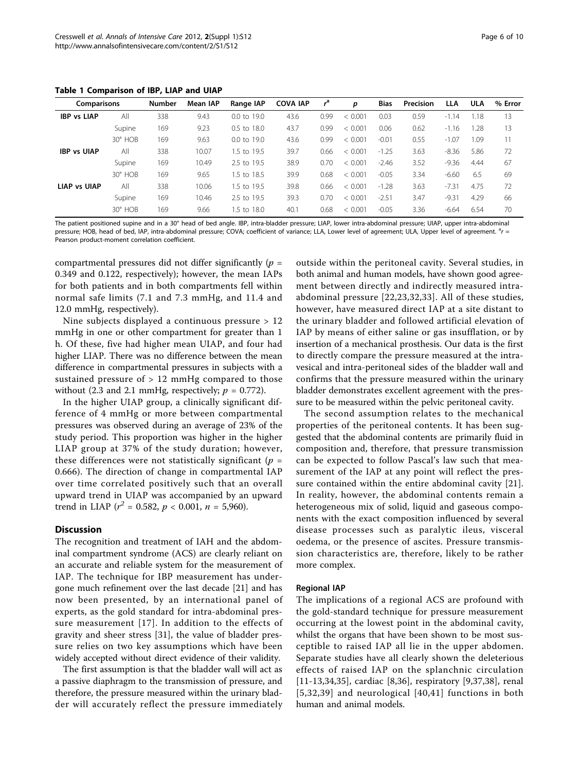**Table 1 Comparison of IBP, LIAP and UIAP**

| Comparisons | | Number | Mean IAP | Range IAP | COVA IAP | $r^a$ | $p$ | Bias | Precision | LLA | ULA | % Error |
|---|---|---|---|---|---|---|---|---|---|---|---|---|
| **IBP vs LIAP** | All | 338 | 9.43 | 0.0 to 19.0 | 43.6 | 0.99 | < 0.001 | 0.03 | 0.59 | -1.14 | 1.18 | 13 |
| | Supine | 169 | 9.23 | 0.5 to 18.0 | 43.7 | 0.99 | < 0.001 | 0.06 | 0.62 | -1.16 | 1.28 | 13 |
| | 30° HOB | 169 | 9.63 | 0.0 to 19.0 | 43.6 | 0.99 | < 0.001 | -0.01 | 0.55 | -1.07 | 1.09 | 11 |
| **IBP vs UIAP** | All | 338 | 10.07 | 1.5 to 19.5 | 39.7 | 0.66 | < 0.001 | -1.25 | 3.63 | -8.36 | 5.86 | 72 |
| | Supine | 169 | 10.49 | 2.5 to 19.5 | 38.9 | 0.70 | < 0.001 | -2.46 | 3.52 | -9.36 | 4.44 | 67 |
| | 30° HOB | 169 | 9.65 | 1.5 to 18.5 | 39.9 | 0.68 | < 0.001 | -0.05 | 3.34 | -6.60 | 6.5 | 69 |
| **LIAP vs UIAP** | All | 338 | 10.06 | 1.5 to 19.5 | 39.8 | 0.66 | < 0.001 | -1.28 | 3.63 | -7.31 | 4.75 | 72 |
| | Supine | 169 | 10.46 | 2.5 to 19.5 | 39.3 | 0.70 | < 0.001 | -2.51 | 3.47 | -9.31 | 4.29 | 66 |
| | 30° HOB | 169 | 9.66 | 1.5 to 18.0 | 40.1 | 0.68 | < 0.001 | -0.05 | 3.36 | -6.64 | 6.54 | 70 |

The patient positioned supine and in a 30° head of bed angle. IBP, intra-bladder pressure; LIAP, lower intra-abdominal pressure; UIAP, upper intra-abdominal pressure; HOB, head of bed, IAP, intra-abdominal pressure; COVA; coefficient of variance; LLA, Lower level of agreement; ULA, Upper level of agreement. [a]$r$ = Pearson product-moment correlation coefficient.

compartmental pressures did not differ significantly ($p$ = 0.349 and 0.122, respectively); however, the mean IAPs for both patients and in both compartments fell within normal safe limits (7.1 and 7.3 mmHg, and 11.4 and 12.0 mmHg, respectively).

Nine subjects displayed a continuous pressure > 12 mmHg in one or other compartment for greater than 1 h. Of these, five had higher mean UIAP, and four had higher LIAP. There was no difference between the mean difference in compartmental pressures in subjects with a sustained pressure of > 12 mmHg compared to those without (2.3 and 2.1 mmHg, respectively; $p$ = 0.772).

In the higher UIAP group, a clinically significant difference of 4 mmHg or more between compartmental pressures was observed during an average of 23% of the study period. This proportion was higher in the higher LIAP group at 37% of the study duration; however, these differences were not statistically significant ($p$ = 0.666). The direction of change in compartmental IAP over time correlated positively such that an overall upward trend in UIAP was accompanied by an upward trend in LIAP ($r^2$ = 0.582, $p$ < 0.001, $n$ = 5,960).

## Discussion

The recognition and treatment of IAH and the abdominal compartment syndrome (ACS) are clearly reliant on an accurate and reliable system for the measurement of IAP. The technique for IBP measurement has undergone much refinement over the last decade [21] and has now been presented, by an international panel of experts, as the gold standard for intra-abdominal pressure measurement [17]. In addition to the effects of gravity and sheer stress [31], the value of bladder pressure relies on two key assumptions which have been widely accepted without direct evidence of their validity.

The first assumption is that the bladder wall will act as a passive diaphragm to the transmission of pressure, and therefore, the pressure measured within the urinary bladder will accurately reflect the pressure immediately outside within the peritoneal cavity. Several studies, in both animal and human models, have shown good agreement between directly and indirectly measured intra-abdominal pressure [22,23,32,33]. All of these studies, however, have measured direct IAP at a site distant to the urinary bladder and followed artificial elevation of IAP by means of either saline or gas insufflation, or by insertion of a mechanical prosthesis. Our data is the first to directly compare the pressure measured at the intravesical and intra-peritoneal sides of the bladder wall and confirms that the pressure measured within the urinary bladder demonstrates excellent agreement with the pressure to be measured within the pelvic peritoneal cavity.

The second assumption relates to the mechanical properties of the peritoneal contents. It has been suggested that the abdominal contents are primarily fluid in composition and, therefore, that pressure transmission can be expected to follow Pascal's law such that measurement of the IAP at any point will reflect the pressure contained within the entire abdominal cavity [21]. In reality, however, the abdominal contents remain a heterogeneous mix of solid, liquid and gaseous components with the exact composition influenced by several disease processes such as paralytic ileus, visceral oedema, or the presence of ascites. Pressure transmission characteristics are, therefore, likely to be rather more complex.

### Regional IAP

The implications of a regional ACS are profound with the gold-standard technique for pressure measurement occurring at the lowest point in the abdominal cavity, whilst the organs that have been shown to be most susceptible to raised IAP all lie in the upper abdomen. Separate studies have all clearly shown the deleterious effects of raised IAP on the splanchnic circulation [11-13,34,35], cardiac [8,36], respiratory [9,37,38], renal [5,32,39] and neurological [40,41] functions in both human and animal models.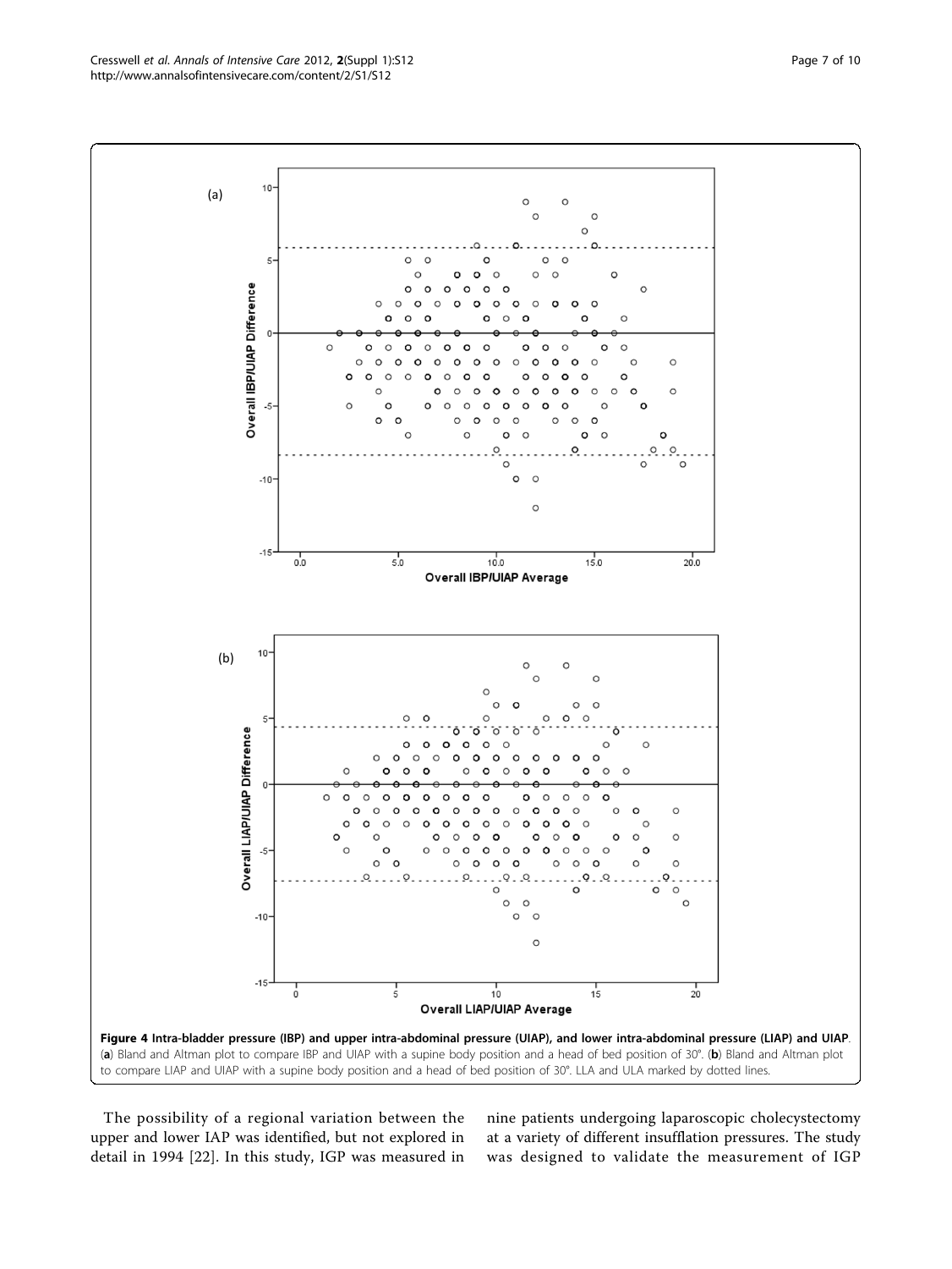**Figure 4 Intra-bladder pressure (IBP) and upper intra-abdominal pressure (UIAP), and lower intra-abdominal pressure (LIAP) and UIAP.** (**a**) Bland and Altman plot to compare IBP and UIAP with a supine body position and a head of bed position of 30°. (**b**) Bland and Altman plot to compare LIAP and UIAP with a supine body position and a head of bed position of 30°. LLA and ULA marked by dotted lines.

The possibility of a regional variation between the upper and lower IAP was identified, but not explored in detail in 1994 [22]. In this study, IGP was measured in nine patients undergoing laparoscopic cholecystectomy at a variety of different insufflation pressures. The study was designed to validate the measurement of IGP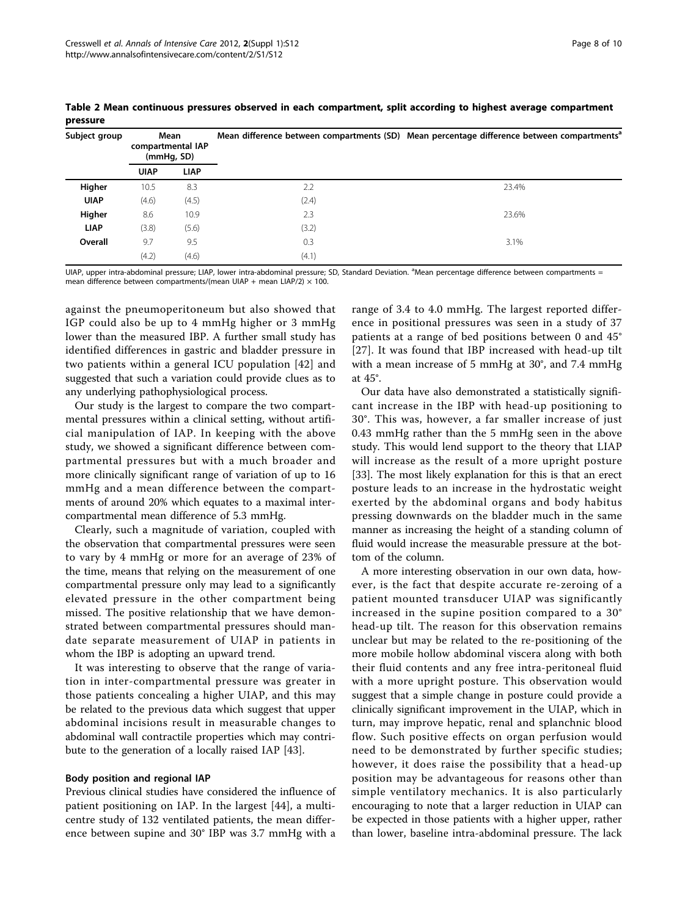**Table 2 Mean continuous pressures observed in each compartment, split according to highest average compartment pressure**

| Subject group | Mean compartmental IAP (mmHg, SD) | | Mean difference between compartments (SD) | Mean percentage difference between compartments[a] |
|---|---|---|---|---|
| | UIAP | LIAP | | |
| **Higher UIAP** | 10.5 (4.6) | 8.3 (4.5) | 2.2 (2.4) | 23.4% |
| **Higher LIAP** | 8.6 (3.8) | 10.9 (5.6) | 2.3 (3.2) | 23.6% |
| **Overall** | 9.7 (4.2) | 9.5 (4.6) | 0.3 (4.1) | 3.1% |

UIAP, upper intra-abdominal pressure; LIAP, lower intra-abdominal pressure; SD, Standard Deviation. [a]Mean percentage difference between compartments = mean difference between compartments/(mean UIAP + mean LIAP/2) × 100.

against the pneumoperitoneum but also showed that IGP could also be up to 4 mmHg higher or 3 mmHg lower than the measured IBP. A further small study has identified differences in gastric and bladder pressure in two patients within a general ICU population [42] and suggested that such a variation could provide clues as to any underlying pathophysiological process.

Our study is the largest to compare the two compartmental pressures within a clinical setting, without artificial manipulation of IAP. In keeping with the above study, we showed a significant difference between compartmental pressures but with a much broader and more clinically significant range of variation of up to 16 mmHg and a mean difference between the compartments of around 20% which equates to a maximal intercompartmental mean difference of 5.3 mmHg.

Clearly, such a magnitude of variation, coupled with the observation that compartmental pressures were seen to vary by 4 mmHg or more for an average of 23% of the time, means that relying on the measurement of one compartmental pressure only may lead to a significantly elevated pressure in the other compartment being missed. The positive relationship that we have demonstrated between compartmental pressures should mandate separate measurement of UIAP in patients in whom the IBP is adopting an upward trend.

It was interesting to observe that the range of variation in inter-compartmental pressure was greater in those patients concealing a higher UIAP, and this may be related to the previous data which suggest that upper abdominal incisions result in measurable changes to abdominal wall contractile properties which may contribute to the generation of a locally raised IAP [43].

#### Body position and regional IAP

Previous clinical studies have considered the influence of patient positioning on IAP. In the largest [44], a multicentre study of 132 ventilated patients, the mean difference between supine and 30° IBP was 3.7 mmHg with a range of 3.4 to 4.0 mmHg. The largest reported difference in positional pressures was seen in a study of 37 patients at a range of bed positions between 0 and 45° [27]. It was found that IBP increased with head-up tilt with a mean increase of 5 mmHg at 30°, and 7.4 mmHg at 45°.

Our data have also demonstrated a statistically significant increase in the IBP with head-up positioning to 30°. This was, however, a far smaller increase of just 0.43 mmHg rather than the 5 mmHg seen in the above study. This would lend support to the theory that LIAP will increase as the result of a more upright posture [33]. The most likely explanation for this is that an erect posture leads to an increase in the hydrostatic weight exerted by the abdominal organs and body habitus pressing downwards on the bladder much in the same manner as increasing the height of a standing column of fluid would increase the measurable pressure at the bottom of the column.

A more interesting observation in our own data, however, is the fact that despite accurate re-zeroing of a patient mounted transducer UIAP was significantly increased in the supine position compared to a 30° head-up tilt. The reason for this observation remains unclear but may be related to the re-positioning of the more mobile hollow abdominal viscera along with both their fluid contents and any free intra-peritoneal fluid with a more upright posture. This observation would suggest that a simple change in posture could provide a clinically significant improvement in the UIAP, which in turn, may improve hepatic, renal and splanchnic blood flow. Such positive effects on organ perfusion would need to be demonstrated by further specific studies; however, it does raise the possibility that a head-up position may be advantageous for reasons other than simple ventilatory mechanics. It is also particularly encouraging to note that a larger reduction in UIAP can be expected in those patients with a higher upper, rather than lower, baseline intra-abdominal pressure. The lack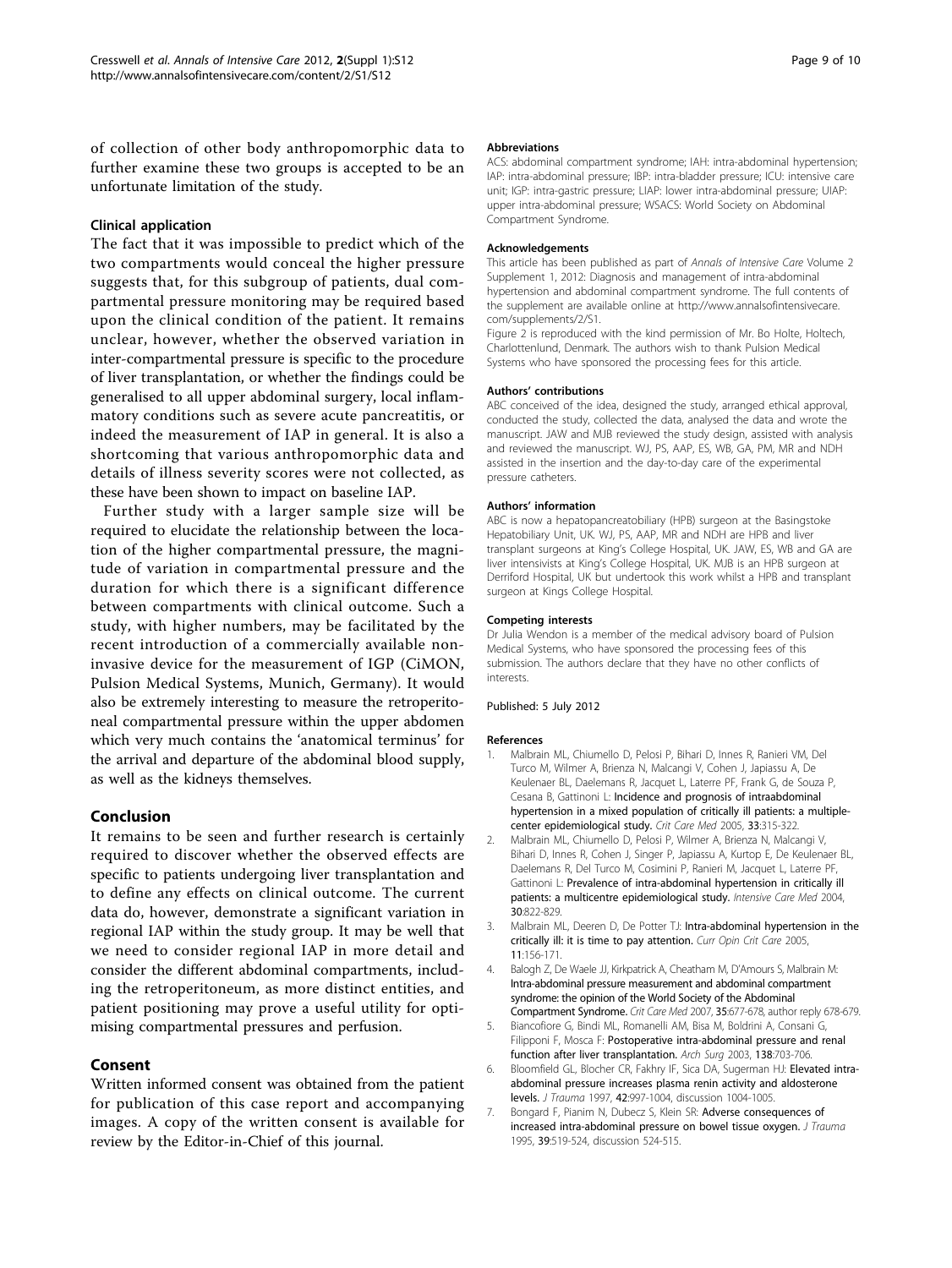of collection of other body anthropomorphic data to further examine these two groups is accepted to be an unfortunate limitation of the study.

### Clinical application

The fact that it was impossible to predict which of the two compartments would conceal the higher pressure suggests that, for this subgroup of patients, dual compartmental pressure monitoring may be required based upon the clinical condition of the patient. It remains unclear, however, whether the observed variation in inter-compartmental pressure is specific to the procedure of liver transplantation, or whether the findings could be generalised to all upper abdominal surgery, local inflammatory conditions such as severe acute pancreatitis, or indeed the measurement of IAP in general. It is also a shortcoming that various anthropomorphic data and details of illness severity scores were not collected, as these have been shown to impact on baseline IAP.

Further study with a larger sample size will be required to elucidate the relationship between the location of the higher compartmental pressure, the magnitude of variation in compartmental pressure and the duration for which there is a significant difference between compartments with clinical outcome. Such a study, with higher numbers, may be facilitated by the recent introduction of a commercially available non-invasive device for the measurement of IGP (CiMON, Pulsion Medical Systems, Munich, Germany). It would also be extremely interesting to measure the retroperitoneal compartmental pressure within the upper abdomen which very much contains the 'anatomical terminus' for the arrival and departure of the abdominal blood supply, as well as the kidneys themselves.

## Conclusion

It remains to be seen and further research is certainly required to discover whether the observed effects are specific to patients undergoing liver transplantation and to define any effects on clinical outcome. The current data do, however, demonstrate a significant variation in regional IAP within the study group. It may be well that we need to consider regional IAP in more detail and consider the different abdominal compartments, including the retroperitoneum, as more distinct entities, and patient positioning may prove a useful utility for optimising compartmental pressures and perfusion.

## Consent

Written informed consent was obtained from the patient for publication of this case report and accompanying images. A copy of the written consent is available for review by the Editor-in-Chief of this journal.

#### Abbreviations

ACS: abdominal compartment syndrome; IAH: intra-abdominal hypertension; IAP: intra-abdominal pressure; IBP: intra-bladder pressure; ICU: intensive care unit; IGP: intra-gastric pressure; LIAP: lower intra-abdominal pressure; UIAP: upper intra-abdominal pressure; WSACS: World Society on Abdominal Compartment Syndrome.

#### Acknowledgements

This article has been published as part of *Annals of Intensive Care* Volume 2 Supplement 1, 2012: Diagnosis and management of intra-abdominal hypertension and abdominal compartment syndrome. The full contents of the supplement are available online at http://www.annalsofintensivecare.com/supplements/2/S1.

Figure 2 is reproduced with the kind permission of Mr. Bo Holte, Holtech, Charlottenlund, Denmark. The authors wish to thank Pulsion Medical Systems who have sponsored the processing fees for this article.

#### Authors' contributions

ABC conceived of the idea, designed the study, arranged ethical approval, conducted the study, collected the data, analysed the data and wrote the manuscript. JAW and MJB reviewed the study design, assisted with analysis and reviewed the manuscript. WJ, PS, AAP, ES, WB, GA, PM, MR and NDH assisted in the insertion and the day-to-day care of the experimental pressure catheters.

#### Authors' information

ABC is now a hepatopancreatobiliary (HPB) surgeon at the Basingstoke Hepatobiliary Unit, UK. WJ, PS, AAP, MR and NDH are HPB and liver transplant surgeons at King's College Hospital, UK. JAW, ES, WB and GA are liver intensivists at King's College Hospital, UK. MJB is an HPB surgeon at Derriford Hospital, UK but undertook this work whilst a HPB and transplant surgeon at Kings College Hospital.

#### Competing interests

Dr Julia Wendon is a member of the medical advisory board of Pulsion Medical Systems, who have sponsored the processing fees of this submission. The authors declare that they have no other conflicts of interests.

Published: 5 July 2012

#### References

1. Malbrain ML, Chiumello D, Pelosi P, Bihari D, Innes R, Ranieri VM, Del Turco M, Wilmer A, Brienza N, Malcangi V, Cohen J, Japiassu A, De Keulenaer BL, Daelemans R, Jacquet L, Laterre PF, Frank G, de Souza P, Cesana B, Gattinoni L: **Incidence and prognosis of intraabdominal hypertension in a mixed population of critically ill patients: a multiple-center epidemiological study.** *Crit Care Med* 2005, **33**:315-322.
2. Malbrain ML, Chiumello D, Pelosi P, Wilmer A, Brienza N, Malcangi V, Bihari D, Innes R, Cohen J, Singer P, Japiassu A, Kurtop E, De Keulenaer BL, Daelemans R, Del Turco M, Cosimini P, Ranieri M, Jacquet L, Laterre PF, Gattinoni L: **Prevalence of intra-abdominal hypertension in critically ill patients: a multicentre epidemiological study.** *Intensive Care Med* 2004, **30**:822-829.
3. Malbrain ML, Deeren D, De Potter TJ: **Intra-abdominal hypertension in the critically ill: it is time to pay attention.** *Curr Opin Crit Care* 2005, **11**:156-171.
4. Balogh Z, De Waele JJ, Kirkpatrick A, Cheatham M, D'Amours S, Malbrain M: **Intra-abdominal pressure measurement and abdominal compartment syndrome: the opinion of the World Society of the Abdominal Compartment Syndrome.** *Crit Care Med* 2007, **35**:677-678, author reply 678-679.
5. Biancofiore G, Bindi ML, Romanelli AM, Bisa M, Boldrini A, Consani G, Filipponi F, Mosca F: **Postoperative intra-abdominal pressure and renal function after liver transplantation.** *Arch Surg* 2003, **138**:703-706.
6. Bloomfield GL, Blocher CR, Fakhry IF, Sica DA, Sugerman HJ: **Elevated intra-abdominal pressure increases plasma renin activity and aldosterone levels.** *J Trauma* 1997, **42**:997-1004, discussion 1004-1005.
7. Bongard F, Pianim N, Dubecz S, Klein SR: **Adverse consequences of increased intra-abdominal pressure on bowel tissue oxygen.** *J Trauma* 1995, **39**:519-524, discussion 524-515.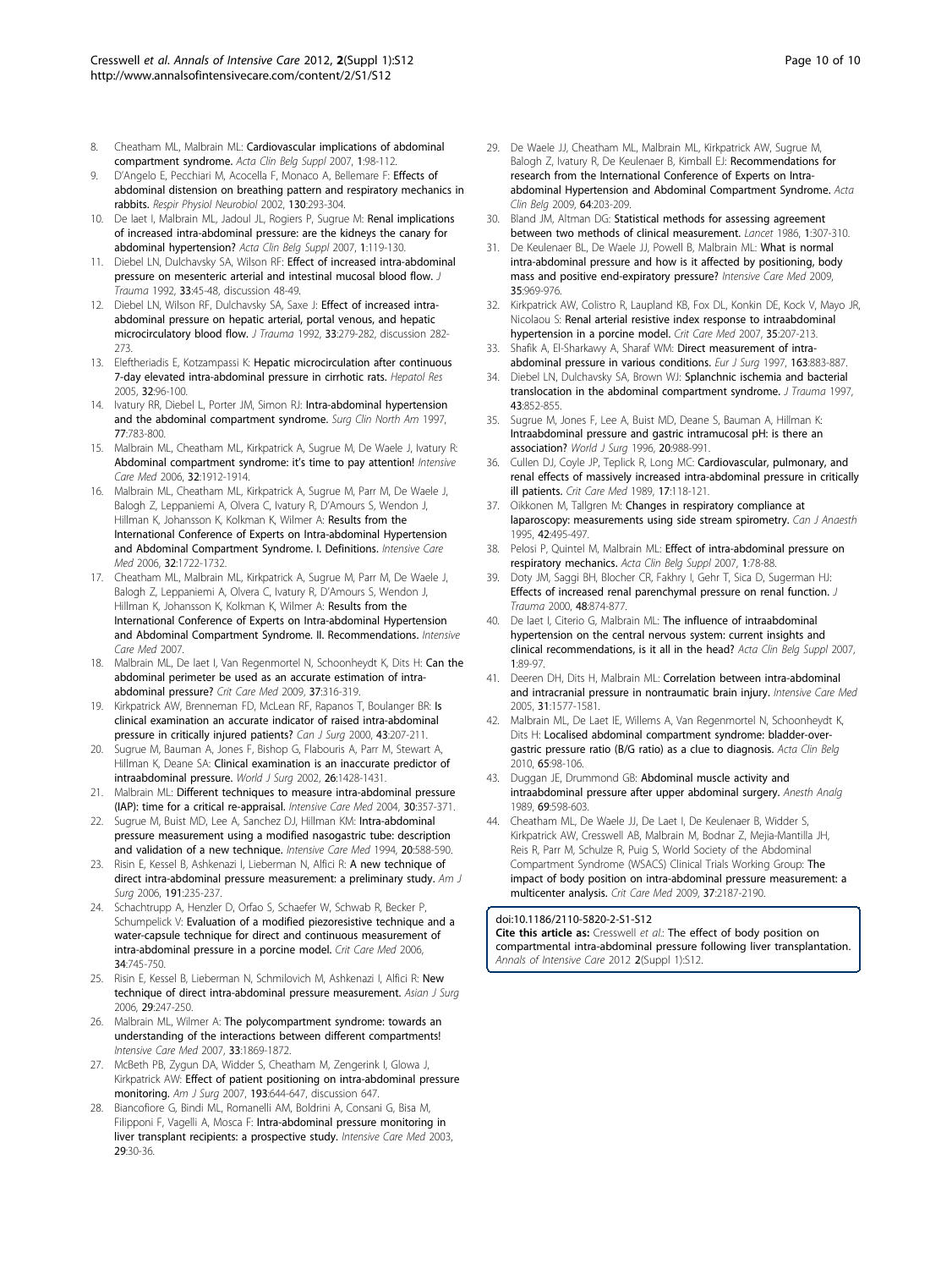8. Cheatham ML, Malbrain ML: **Cardiovascular implications of abdominal compartment syndrome.** *Acta Clin Belg Suppl* 2007, **1**:98-112.
9. D'Angelo E, Pecchiari M, Acocella F, Monaco A, Bellemare F: **Effects of abdominal distension on breathing pattern and respiratory mechanics in rabbits.** *Respir Physiol Neurobiol* 2002, **130**:293-304.
10. De laet I, Malbrain ML, Jadoul JL, Rogiers P, Sugrue M: **Renal implications of increased intra-abdominal pressure: are the kidneys the canary for abdominal hypertension?** *Acta Clin Belg Suppl* 2007, **1**:119-130.
11. Diebel LN, Dulchavsky SA, Wilson RF: **Effect of increased intra-abdominal pressure on mesenteric arterial and intestinal mucosal blood flow.** *J Trauma* 1992, **33**:45-48, discussion 48-49.
12. Diebel LN, Wilson RF, Dulchavsky SA, Saxe J: **Effect of increased intra-abdominal pressure on hepatic arterial, portal venous, and hepatic microcirculatory blood flow.** *J Trauma* 1992, **33**:279-282, discussion 282-273.
13. Eleftheriadis E, Kotzampassi K: **Hepatic microcirculation after continuous 7-day elevated intra-abdominal pressure in cirrhotic rats.** *Hepatol Res* 2005, **32**:96-100.
14. Ivatury RR, Diebel L, Porter JM, Simon RJ: **Intra-abdominal hypertension and the abdominal compartment syndrome.** *Surg Clin North Am* 1997, **77**:783-800.
15. Malbrain ML, Cheatham ML, Kirkpatrick A, Sugrue M, De Waele J, Ivatury R: **Abdominal compartment syndrome: it's time to pay attention!** *Intensive Care Med* 2006, **32**:1912-1914.
16. Malbrain ML, Cheatham ML, Kirkpatrick A, Sugrue M, Parr M, De Waele J, Balogh Z, Leppaniemi A, Olvera C, Ivatury R, D'Amours S, Wendon J, Hillman K, Johansson K, Kolkman K, Wilmer A: **Results from the International Conference of Experts on Intra-abdominal Hypertension and Abdominal Compartment Syndrome. I. Definitions.** *Intensive Care Med* 2006, **32**:1722-1732.
17. Cheatham ML, Malbrain ML, Kirkpatrick A, Sugrue M, Parr M, De Waele J, Balogh Z, Leppaniemi A, Olvera C, Ivatury R, D'Amours S, Wendon J, Hillman K, Johansson K, Kolkman K, Wilmer A: **Results from the International Conference of Experts on Intra-abdominal Hypertension and Abdominal Compartment Syndrome. II. Recommendations.** *Intensive Care Med* 2007.
18. Malbrain ML, De laet I, Van Regenmortel N, Schoonheydt K, Dits H: **Can the abdominal perimeter be used as an accurate estimation of intra-abdominal pressure?** *Crit Care Med* 2009, **37**:316-319.
19. Kirkpatrick AW, Brenneman FD, McLean RF, Rapanos T, Boulanger BR: **Is clinical examination an accurate indicator of raised intra-abdominal pressure in critically injured patients?** *Can J Surg* 2000, **43**:207-211.
20. Sugrue M, Bauman A, Jones F, Bishop G, Flabouris A, Parr M, Stewart A, Hillman K, Deane SA: **Clinical examination is an inaccurate predictor of intraabdominal pressure.** *World J Surg* 2002, **26**:1428-1431.
21. Malbrain ML: **Different techniques to measure intra-abdominal pressure (IAP): time for a critical re-appraisal.** *Intensive Care Med* 2004, **30**:357-371.
22. Sugrue M, Buist MD, Lee A, Sanchez DJ, Hillman KM: **Intra-abdominal pressure measurement using a modified nasogastric tube: description and validation of a new technique.** *Intensive Care Med* 1994, **20**:588-590.
23. Risin E, Kessel B, Ashkenazi I, Lieberman N, Alfici R: **A new technique of direct intra-abdominal pressure measurement: a preliminary study.** *Am J Surg* 2006, **191**:235-237.
24. Schachtrupp A, Henzler D, Orfao S, Schaefer W, Schwab R, Becker P, Schumpelick V: **Evaluation of a modified piezoresistive technique and a water-capsule technique for direct and continuous measurement of intra-abdominal pressure in a porcine model.** *Crit Care Med* 2006, **34**:745-750.
25. Risin E, Kessel B, Lieberman N, Schmilovich M, Ashkenazi I, Alfici R: **New technique of direct intra-abdominal pressure measurement.** *Asian J Surg* 2006, **29**:247-250.
26. Malbrain ML, Wilmer A: **The polycompartment syndrome: towards an understanding of the interactions between different compartments!** *Intensive Care Med* 2007, **33**:1869-1872.
27. McBeth PB, Zygun DA, Widder S, Cheatham M, Zengerink I, Glowa J, Kirkpatrick AW: **Effect of patient positioning on intra-abdominal pressure monitoring.** *Am J Surg* 2007, **193**:644-647, discussion 647.
28. Biancofiore G, Bindi ML, Romanelli AM, Boldrini A, Consani G, Bisa M, Filipponi F, Vagelli A, Mosca F: **Intra-abdominal pressure monitoring in liver transplant recipients: a prospective study.** *Intensive Care Med* 2003, **29**:30-36.
29. De Waele JJ, Cheatham ML, Malbrain ML, Kirkpatrick AW, Sugrue M, Balogh Z, Ivatury R, De Keulenaer B, Kimball EJ: **Recommendations for research from the International Conference of Experts on Intra-abdominal Hypertension and Abdominal Compartment Syndrome.** *Acta Clin Belg* 2009, **64**:203-209.
30. Bland JM, Altman DG: **Statistical methods for assessing agreement between two methods of clinical measurement.** *Lancet* 1986, **1**:307-310.
31. De Keulenaer BL, De Waele JJ, Powell B, Malbrain ML: **What is normal intra-abdominal pressure and how is it affected by positioning, body mass and positive end-expiratory pressure?** *Intensive Care Med* 2009, **35**:969-976.
32. Kirkpatrick AW, Colistro R, Laupland KB, Fox DL, Konkin DE, Kock V, Mayo JR, Nicolaou S: **Renal arterial resistive index response to intraabdominal hypertension in a porcine model.** *Crit Care Med* 2007, **35**:207-213.
33. Shafik A, El-Sharkawy A, Sharaf WM: **Direct measurement of intra-abdominal pressure in various conditions.** *Eur J Surg* 1997, **163**:883-887.
34. Diebel LN, Dulchavsky SA, Brown WJ: **Splanchnic ischemia and bacterial translocation in the abdominal compartment syndrome.** *J Trauma* 1997, **43**:852-855.
35. Sugrue M, Jones F, Lee A, Buist MD, Deane S, Bauman A, Hillman K: **Intraabdominal pressure and gastric intramucosal pH: is there an association?** *World J Surg* 1996, **20**:988-991.
36. Cullen DJ, Coyle JP, Teplick R, Long MC: **Cardiovascular, pulmonary, and renal effects of massively increased intra-abdominal pressure in critically ill patients.** *Crit Care Med* 1989, **17**:118-121.
37. Oikkonen M, Tallgren M: **Changes in respiratory compliance at laparoscopy: measurements using side stream spirometry.** *Can J Anaesth* 1995, **42**:495-497.
38. Pelosi P, Quintel M, Malbrain ML: **Effect of intra-abdominal pressure on respiratory mechanics.** *Acta Clin Belg Suppl* 2007, **1**:78-88.
39. Doty JM, Saggi BH, Blocher CR, Fakhry I, Gehr T, Sica D, Sugerman HJ: **Effects of increased renal parenchymal pressure on renal function.** *J Trauma* 2000, **48**:874-877.
40. De laet I, Citerio G, Malbrain ML: **The influence of intraabdominal hypertension on the central nervous system: current insights and clinical recommendations, is it all in the head?** *Acta Clin Belg Suppl* 2007, **1**:89-97.
41. Deeren DH, Dits H, Malbrain ML: **Correlation between intra-abdominal and intracranial pressure in nontraumatic brain injury.** *Intensive Care Med* 2005, **31**:1577-1581.
42. Malbrain ML, De Laet IE, Willems A, Van Regenmortel N, Schoonheydt K, Dits H: **Localised abdominal compartment syndrome: bladder-over-gastric pressure ratio (B/G ratio) as a clue to diagnosis.** *Acta Clin Belg* 2010, **65**:98-106.
43. Duggan JE, Drummond GB: **Abdominal muscle activity and intraabdominal pressure after upper abdominal surgery.** *Anesth Analg* 1989, **69**:598-603.
44. Cheatham ML, De Waele JJ, De Laet I, De Keulenaer B, Widder S, Kirkpatrick AW, Cresswell AB, Malbrain M, Bodnar Z, Mejia-Mantilla JH, Reis R, Parr M, Schulze R, Puig S, World Society of the Abdominal Compartment Syndrome (WSACS) Clinical Trials Working Group: **The impact of body position on intra-abdominal pressure measurement: a multicenter analysis.** *Crit Care Med* 2009, **37**:2187-2190.

doi:10.1186/2110-5820-2-S1-S12

**Cite this article as:** Cresswell *et al.*: The effect of body position on compartmental intra-abdominal pressure following liver transplantation. *Annals of Intensive Care* 2012 **2**(Suppl 1):S12.